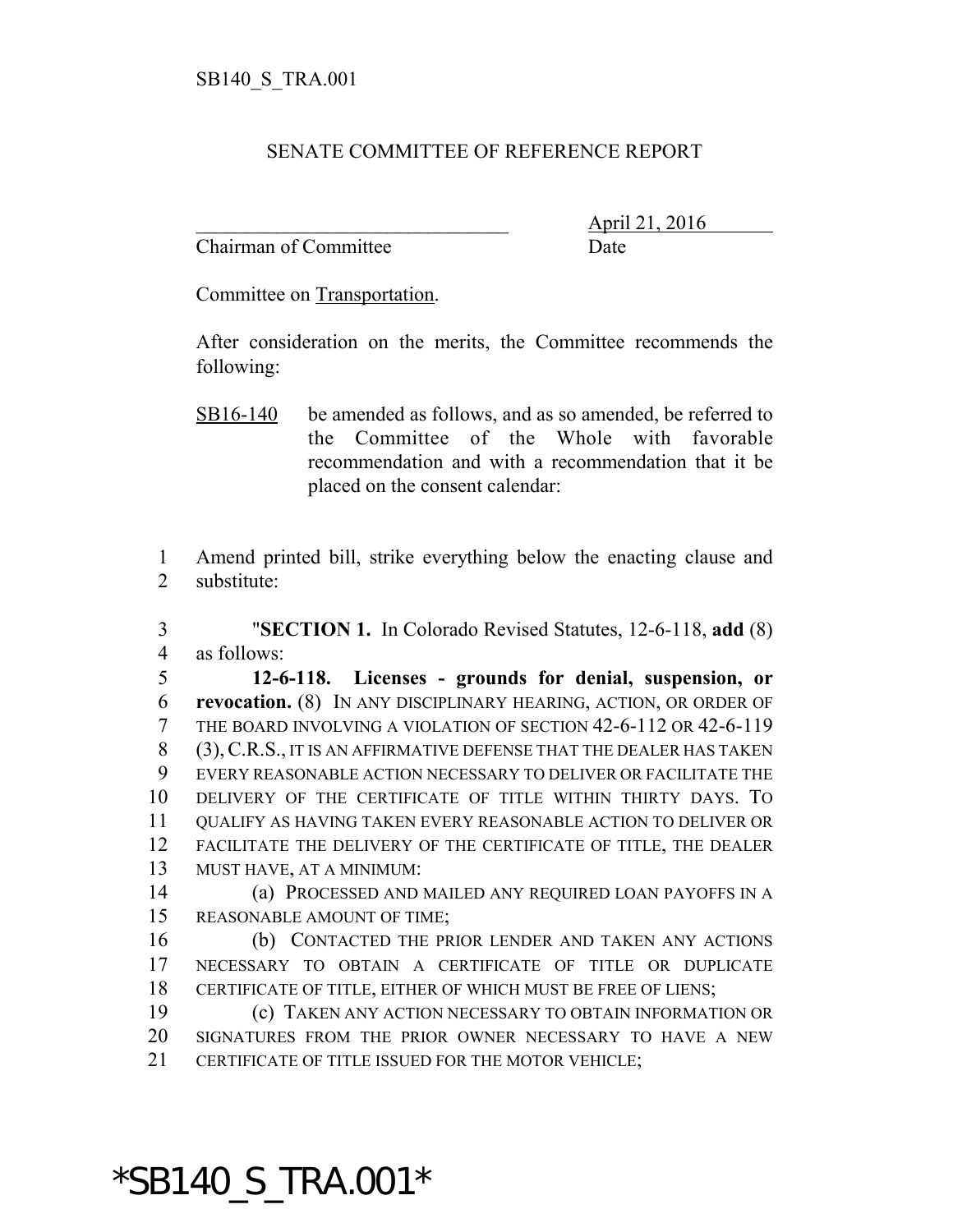SB140_S_TRA.001

SENATE COMMITTEE OF REFERENCE REPORT

_______________________________ April 21, 2016
Chairman of Committee Date

Committee on Transportation.

After consideration on the merits, the Committee recommends the following:

SB16-140 be amended as follows, and as so amended, be referred to the Committee of the Whole with favorable recommendation and with a recommendation that it be placed on the consent calendar:

1 Amend printed bill, strike everything below the enacting clause and
2 substitute:

3 "**SECTION 1.** In Colorado Revised Statutes, 12-6-118, **add** (8)
4 as follows:

5 **12-6-118. Licenses - grounds for denial, suspension, or**
6 **revocation.** (8) IN ANY DISCIPLINARY HEARING, ACTION, OR ORDER OF
7 THE BOARD INVOLVING A VIOLATION OF SECTION 42-6-112 OR 42-6-119
8 (3), C.R.S., IT IS AN AFFIRMATIVE DEFENSE THAT THE DEALER HAS TAKEN
9 EVERY REASONABLE ACTION NECESSARY TO DELIVER OR FACILITATE THE
10 DELIVERY OF THE CERTIFICATE OF TITLE WITHIN THIRTY DAYS. TO
11 QUALIFY AS HAVING TAKEN EVERY REASONABLE ACTION TO DELIVER OR
12 FACILITATE THE DELIVERY OF THE CERTIFICATE OF TITLE, THE DEALER
13 MUST HAVE, AT A MINIMUM:

14 (a) PROCESSED AND MAILED ANY REQUIRED LOAN PAYOFFS IN A
15 REASONABLE AMOUNT OF TIME;

16 (b) CONTACTED THE PRIOR LENDER AND TAKEN ANY ACTIONS
17 NECESSARY TO OBTAIN A CERTIFICATE OF TITLE OR DUPLICATE
18 CERTIFICATE OF TITLE, EITHER OF WHICH MUST BE FREE OF LIENS;

19 (c) TAKEN ANY ACTION NECESSARY TO OBTAIN INFORMATION OR
20 SIGNATURES FROM THE PRIOR OWNER NECESSARY TO HAVE A NEW
21 CERTIFICATE OF TITLE ISSUED FOR THE MOTOR VEHICLE;

*SB140_S_TRA.001*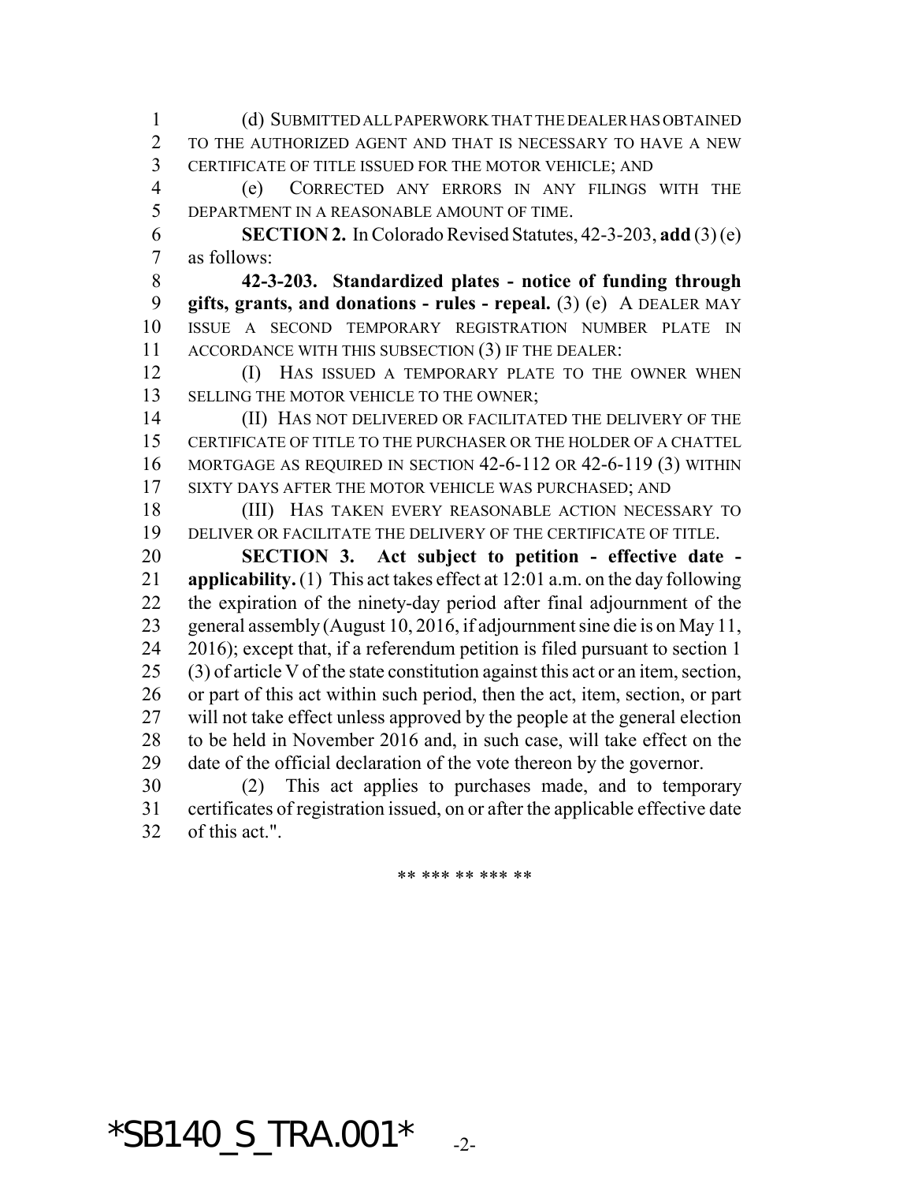(d) SUBMITTED ALL PAPERWORK THAT THE DEALER HAS OBTAINED TO THE AUTHORIZED AGENT AND THAT IS NECESSARY TO HAVE A NEW CERTIFICATE OF TITLE ISSUED FOR THE MOTOR VEHICLE; AND

(e) CORRECTED ANY ERRORS IN ANY FILINGS WITH THE DEPARTMENT IN A REASONABLE AMOUNT OF TIME.

**SECTION 2.** In Colorado Revised Statutes, 42-3-203, **add** (3) (e) as follows:

**42-3-203. Standardized plates - notice of funding through gifts, grants, and donations - rules - repeal.** (3) (e) A DEALER MAY ISSUE A SECOND TEMPORARY REGISTRATION NUMBER PLATE IN ACCORDANCE WITH THIS SUBSECTION (3) IF THE DEALER:

(I) HAS ISSUED A TEMPORARY PLATE TO THE OWNER WHEN SELLING THE MOTOR VEHICLE TO THE OWNER;

(II) HAS NOT DELIVERED OR FACILITATED THE DELIVERY OF THE CERTIFICATE OF TITLE TO THE PURCHASER OR THE HOLDER OF A CHATTEL MORTGAGE AS REQUIRED IN SECTION 42-6-112 OR 42-6-119 (3) WITHIN SIXTY DAYS AFTER THE MOTOR VEHICLE WAS PURCHASED; AND

(III) HAS TAKEN EVERY REASONABLE ACTION NECESSARY TO DELIVER OR FACILITATE THE DELIVERY OF THE CERTIFICATE OF TITLE.

**SECTION 3. Act subject to petition - effective date - applicability.** (1) This act takes effect at 12:01 a.m. on the day following the expiration of the ninety-day period after final adjournment of the general assembly (August 10, 2016, if adjournment sine die is on May 11, 2016); except that, if a referendum petition is filed pursuant to section 1 (3) of article V of the state constitution against this act or an item, section, or part of this act within such period, then the act, item, section, or part will not take effect unless approved by the people at the general election to be held in November 2016 and, in such case, will take effect on the date of the official declaration of the vote thereon by the governor.

(2) This act applies to purchases made, and to temporary certificates of registration issued, on or after the applicable effective date of this act.".

** *** ** *** **

*SB140_S_TRA.001*